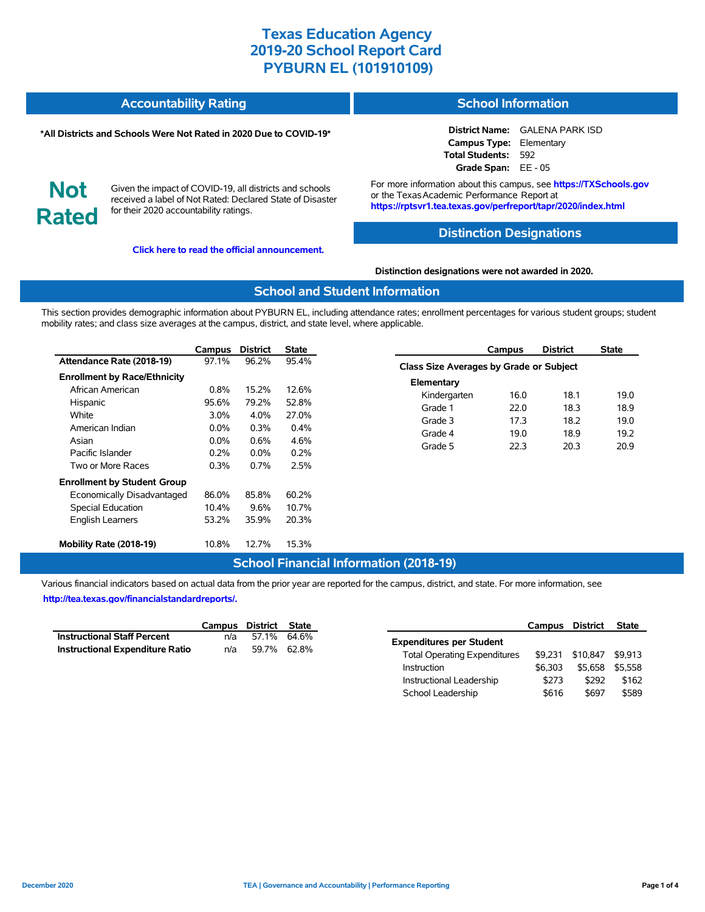# Texas Education Agency
# 2019-20 School Report Card
# PYBURN EL (101910109)

## Accountability Rating

**\*All Districts and Schools Were Not Rated in 2020 Due to COVID-19\***

**Not Rated**

Given the impact of COVID-19, all districts and schools received a label of Not Rated: Declared State of Disaster for their 2020 accountability ratings.

**Click here to read the official announcement.**

## School Information

**District Name:** GALENA PARK ISD
**Campus Type:** Elementary
**Total Students:** 592
**Grade Span:** EE - 05

For more information about this campus, see **https://TXSchools.gov** or the Texas Academic Performance Report at **https://rptsvr1.tea.texas.gov/perfreport/tapr/2020/index.html**

## Distinction Designations

**Distinction designations were not awarded in 2020.**

## School and Student Information

This section provides demographic information about PYBURN EL, including attendance rates; enrollment percentages for various student groups; student mobility rates; and class size averages at the campus, district, and state level, where applicable.

| | Campus | District | State |
|---|---|---|---|
| **Attendance Rate (2018-19)** | 97.1% | 96.2% | 95.4% |
| **Enrollment by Race/Ethnicity** | | | |
| African American | 0.8% | 15.2% | 12.6% |
| Hispanic | 95.6% | 79.2% | 52.8% |
| White | 3.0% | 4.0% | 27.0% |
| American Indian | 0.0% | 0.3% | 0.4% |
| Asian | 0.0% | 0.6% | 4.6% |
| Pacific Islander | 0.2% | 0.0% | 0.2% |
| Two or More Races | 0.3% | 0.7% | 2.5% |
| **Enrollment by Student Group** | | | |
| Economically Disadvantaged | 86.0% | 85.8% | 60.2% |
| Special Education | 10.4% | 9.6% | 10.7% |
| English Learners | 53.2% | 35.9% | 20.3% |
| **Mobility Rate (2018-19)** | 10.8% | 12.7% | 15.3% |

| | Campus | District | State |
|---|---|---|---|
| **Class Size Averages by Grade or Subject** | | | |
| **Elementary** | | | |
| Kindergarten | 16.0 | 18.1 | 19.0 |
| Grade 1 | 22.0 | 18.3 | 18.9 |
| Grade 3 | 17.3 | 18.2 | 19.0 |
| Grade 4 | 19.0 | 18.9 | 19.2 |
| Grade 5 | 22.3 | 20.3 | 20.9 |

## School Financial Information (2018-19)

Various financial indicators based on actual data from the prior year are reported for the campus, district, and state. For more information, see **http://tea.texas.gov/financialstandardreports/.**

| | Campus | District | State |
|---|---|---|---|
| **Instructional Staff Percent** | n/a | 57.1% | 64.6% |
| **Instructional Expenditure Ratio** | n/a | 59.7% | 62.8% |

| | Campus | District | State |
|---|---|---|---|
| **Expenditures per Student** | | | |
| Total Operating Expenditures | $9,231 | $10,847 | $9,913 |
| Instruction | $6,303 | $5,658 | $5,558 |
| Instructional Leadership | $273 | $292 | $162 |
| School Leadership | $616 | $697 | $589 |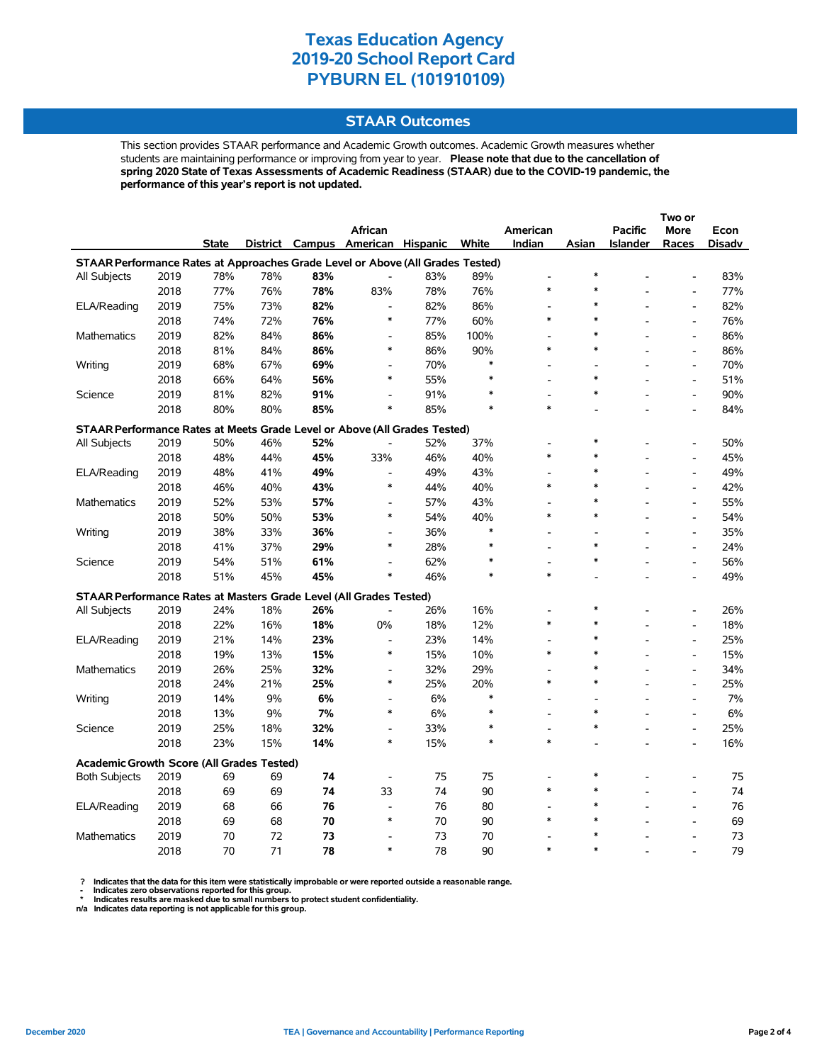# Texas Education Agency
# 2019-20 School Report Card
# PYBURN EL (101910109)

## STAAR Outcomes

This section provides STAAR performance and Academic Growth outcomes. Academic Growth measures whether students are maintaining performance or improving from year to year. **Please note that due to the cancellation of spring 2020 State of Texas Assessments of Academic Readiness (STAAR) due to the COVID-19 pandemic, the performance of this year's report is not updated.**

| | | State | District | Campus | African American | Hispanic | White | American Indian | Asian | Pacific Islander | Two or More Races | Econ Disadv |
|---|---|---|---|---|---|---|---|---|---|---|---|---|
| **STAAR Performance Rates at Approaches Grade Level or Above (All Grades Tested)** | | | | | | | | | | | | |
| All Subjects | 2019 | 78% | 78% | **83%** | - | 83% | 89% | - | * | - | - | 83% |
| | 2018 | 77% | 76% | **78%** | 83% | 78% | 76% | * | * | - | - | 77% |
| ELA/Reading | 2019 | 75% | 73% | **82%** | - | 82% | 86% | - | * | - | - | 82% |
| | 2018 | 74% | 72% | **76%** | * | 77% | 60% | * | * | - | - | 76% |
| Mathematics | 2019 | 82% | 84% | **86%** | - | 85% | 100% | - | * | - | - | 86% |
| | 2018 | 81% | 84% | **86%** | * | 86% | 90% | * | * | - | - | 86% |
| Writing | 2019 | 68% | 67% | **69%** | - | 70% | * | - | - | - | - | 70% |
| | 2018 | 66% | 64% | **56%** | * | 55% | * | - | * | - | - | 51% |
| Science | 2019 | 81% | 82% | **91%** | - | 91% | * | - | * | - | - | 90% |
| | 2018 | 80% | 80% | **85%** | * | 85% | * | * | - | - | - | 84% |
| **STAAR Performance Rates at Meets Grade Level or Above (All Grades Tested)** | | | | | | | | | | | | |
| All Subjects | 2019 | 50% | 46% | **52%** | - | 52% | 37% | - | * | - | - | 50% |
| | 2018 | 48% | 44% | **45%** | 33% | 46% | 40% | * | * | - | - | 45% |
| ELA/Reading | 2019 | 48% | 41% | **49%** | - | 49% | 43% | - | * | - | - | 49% |
| | 2018 | 46% | 40% | **43%** | * | 44% | 40% | * | * | - | - | 42% |
| Mathematics | 2019 | 52% | 53% | **57%** | - | 57% | 43% | - | * | - | - | 55% |
| | 2018 | 50% | 50% | **53%** | * | 54% | 40% | * | * | - | - | 54% |
| Writing | 2019 | 38% | 33% | **36%** | - | 36% | * | - | - | - | - | 35% |
| | 2018 | 41% | 37% | **29%** | * | 28% | * | - | * | - | - | 24% |
| Science | 2019 | 54% | 51% | **61%** | - | 62% | * | - | * | - | - | 56% |
| | 2018 | 51% | 45% | **45%** | * | 46% | * | * | - | - | - | 49% |
| **STAAR Performance Rates at Masters Grade Level (All Grades Tested)** | | | | | | | | | | | | |
| All Subjects | 2019 | 24% | 18% | **26%** | - | 26% | 16% | - | * | - | - | 26% |
| | 2018 | 22% | 16% | **18%** | 0% | 18% | 12% | * | * | - | - | 18% |
| ELA/Reading | 2019 | 21% | 14% | **23%** | - | 23% | 14% | - | * | - | - | 25% |
| | 2018 | 19% | 13% | **15%** | * | 15% | 10% | * | * | - | - | 15% |
| Mathematics | 2019 | 26% | 25% | **32%** | - | 32% | 29% | - | * | - | - | 34% |
| | 2018 | 24% | 21% | **25%** | * | 25% | 20% | * | * | - | - | 25% |
| Writing | 2019 | 14% | 9% | **6%** | - | 6% | * | - | - | - | - | 7% |
| | 2018 | 13% | 9% | **7%** | * | 6% | * | - | * | - | - | 6% |
| Science | 2019 | 25% | 18% | **32%** | - | 33% | * | - | * | - | - | 25% |
| | 2018 | 23% | 15% | **14%** | * | 15% | * | * | - | - | - | 16% |
| **Academic Growth Score (All Grades Tested)** | | | | | | | | | | | | |
| Both Subjects | 2019 | 69 | 69 | **74** | - | 75 | 75 | - | * | - | - | 75 |
| | 2018 | 69 | 69 | **74** | 33 | 74 | 90 | * | * | - | - | 74 |
| ELA/Reading | 2019 | 68 | 66 | **76** | - | 76 | 80 | - | * | - | - | 76 |
| | 2018 | 69 | 68 | **70** | * | 70 | 90 | * | * | - | - | 69 |
| Mathematics | 2019 | 70 | 72 | **73** | - | 73 | 70 | - | * | - | - | 73 |
| | 2018 | 70 | 71 | **78** | * | 78 | 90 | * | * | - | - | 79 |

**?** Indicates that the data for this item were statistically improbable or were reported outside a reasonable range.
**-** Indicates zero observations reported for this group.
**\*** Indicates results are masked due to small numbers to protect student confidentiality.
**n/a** Indicates data reporting is not applicable for this group.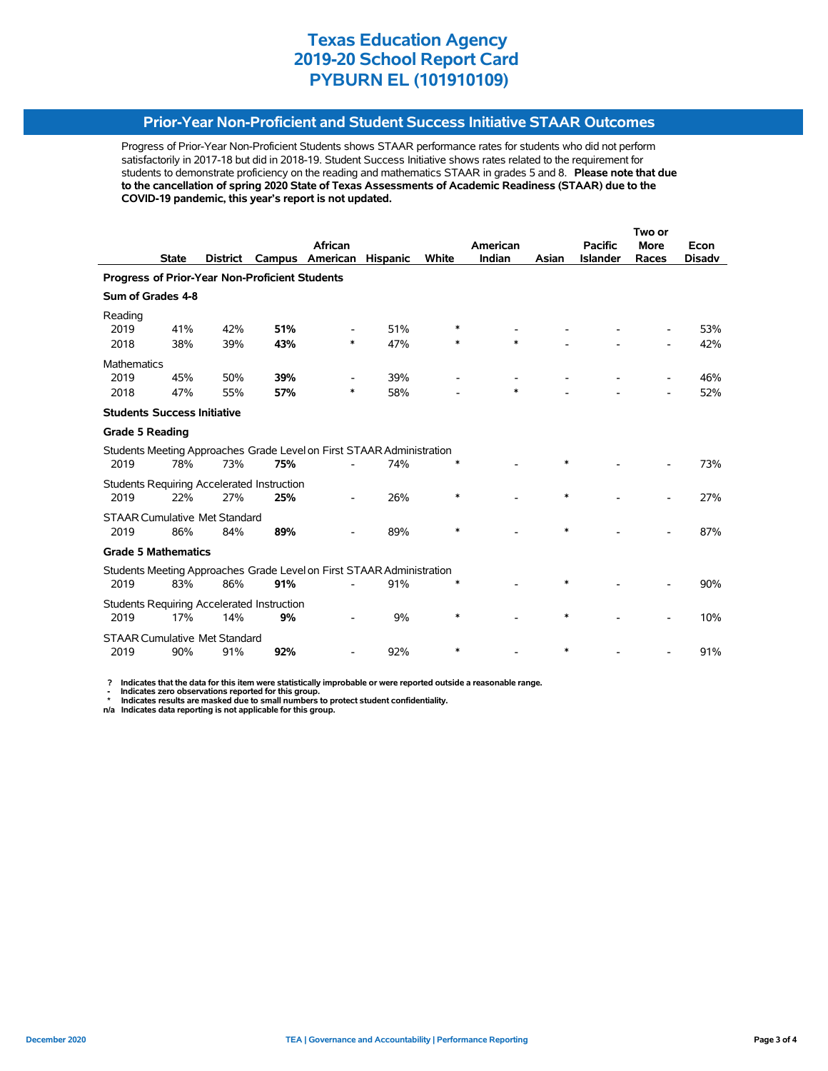# Texas Education Agency
# 2019-20 School Report Card
# PYBURN EL (101910109)

## Prior-Year Non-Proficient and Student Success Initiative STAAR Outcomes

Progress of Prior-Year Non-Proficient Students shows STAAR performance rates for students who did not perform satisfactorily in 2017-18 but did in 2018-19. Student Success Initiative shows rates related to the requirement for students to demonstrate proficiency on the reading and mathematics STAAR in grades 5 and 8. **Please note that due to the cancellation of spring 2020 State of Texas Assessments of Academic Readiness (STAAR) due to the COVID-19 pandemic, this year's report is not updated.**

| | State | District | Campus | African American | Hispanic | White | American Indian | Asian | Pacific Islander | Two or More Races | Econ Disadv |
|---|---|---|---|---|---|---|---|---|---|---|---|
| **Progress of Prior-Year Non-Proficient Students** | | | | | | | | | | | |
| **Sum of Grades 4-8** | | | | | | | | | | | |
| Reading | | | | | | | | | | | |
| 2019 | 41% | 42% | **51%** | - | 51% | * | - | - | - | - | 53% |
| 2018 | 38% | 39% | **43%** | * | 47% | * | * | - | - | - | 42% |
| Mathematics | | | | | | | | | | | |
| 2019 | 45% | 50% | **39%** | - | 39% | - | - | - | - | - | 46% |
| 2018 | 47% | 55% | **57%** | * | 58% | - | * | - | - | - | 52% |
| **Students Success Initiative** | | | | | | | | | | | |
| **Grade 5 Reading** | | | | | | | | | | | |
| Students Meeting Approaches Grade Level on First STAAR Administration | | | | | | | | | | | |
| 2019 | 78% | 73% | **75%** | - | 74% | * | - | * | - | - | 73% |
| Students Requiring Accelerated Instruction | | | | | | | | | | | |
| 2019 | 22% | 27% | **25%** | - | 26% | * | - | * | - | - | 27% |
| STAAR Cumulative Met Standard | | | | | | | | | | | |
| 2019 | 86% | 84% | **89%** | - | 89% | * | - | * | - | - | 87% |
| **Grade 5 Mathematics** | | | | | | | | | | | |
| Students Meeting Approaches Grade Level on First STAAR Administration | | | | | | | | | | | |
| 2019 | 83% | 86% | **91%** | - | 91% | * | - | * | - | - | 90% |
| Students Requiring Accelerated Instruction | | | | | | | | | | | |
| 2019 | 17% | 14% | **9%** | - | 9% | * | - | * | - | - | 10% |
| STAAR Cumulative Met Standard | | | | | | | | | | | |
| 2019 | 90% | 91% | **92%** | - | 92% | * | - | * | - | - | 91% |

**?** Indicates that the data for this item were statistically improbable or were reported outside a reasonable range.
**-** Indicates zero observations reported for this group.
**\*** Indicates results are masked due to small numbers to protect student confidentiality.
**n/a** Indicates data reporting is not applicable for this group.